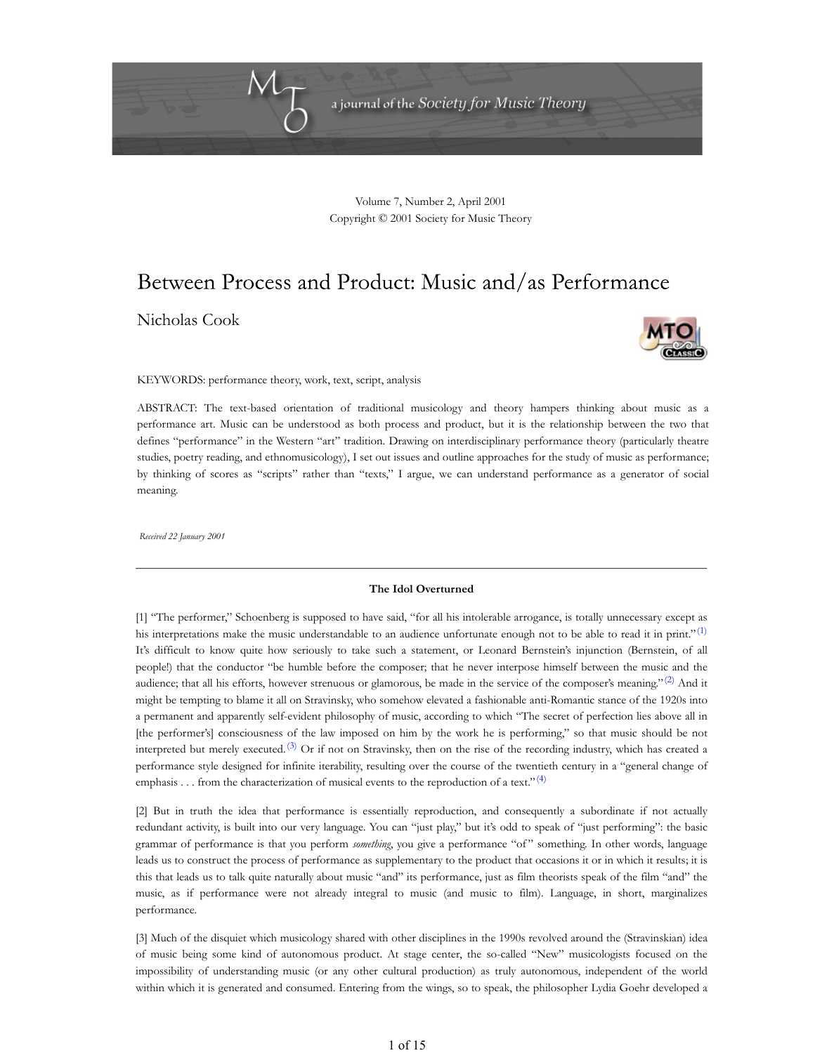Volume 7, Number 2, April 2001
Copyright © 2001 Society for Music Theory

# Between Process and Product: Music and/as Performance

Nicholas Cook

KEYWORDS: performance theory, work, text, script, analysis

ABSTRACT: The text-based orientation of traditional musicology and theory hampers thinking about music as a performance art. Music can be understood as both process and product, but it is the relationship between the two that defines "performance" in the Western "art" tradition. Drawing on interdisciplinary performance theory (particularly theatre studies, poetry reading, and ethnomusicology), I set out issues and outline approaches for the study of music as performance; by thinking of scores as "scripts" rather than "texts," I argue, we can understand performance as a generator of social meaning.

*Received 22 January 2001*

---

**The Idol Overturned**

[1] "The performer," Schoenberg is supposed to have said, "for all his intolerable arrogance, is totally unnecessary except as his interpretations make the music understandable to an audience unfortunate enough not to be able to read it in print."[(1)] It's difficult to know quite how seriously to take such a statement, or Leonard Bernstein's injunction (Bernstein, of all people!) that the conductor "be humble before the composer; that he never interpose himself between the music and the audience; that all his efforts, however strenuous or glamorous, be made in the service of the composer's meaning."[(2)] And it might be tempting to blame it all on Stravinsky, who somehow elevated a fashionable anti-Romantic stance of the 1920s into a permanent and apparently self-evident philosophy of music, according to which "The secret of perfection lies above all in [the performer's] consciousness of the law imposed on him by the work he is performing," so that music should be not interpreted but merely executed.[(3)] Or if not on Stravinsky, then on the rise of the recording industry, which has created a performance style designed for infinite iterability, resulting over the course of the twentieth century in a "general change of emphasis . . . from the characterization of musical events to the reproduction of a text."[(4)]

[2] But in truth the idea that performance is essentially reproduction, and consequently a subordinate if not actually redundant activity, is built into our very language. You can "just play," but it's odd to speak of "just performing": the basic grammar of performance is that you perform *something*, you give a performance "of" something. In other words, language leads us to construct the process of performance as supplementary to the product that occasions it or in which it results; it is this that leads us to talk quite naturally about music "and" its performance, just as film theorists speak of the film "and" the music, as if performance were not already integral to music (and music to film). Language, in short, marginalizes performance.

[3] Much of the disquiet which musicology shared with other disciplines in the 1990s revolved around the (Stravinskian) idea of music being some kind of autonomous product. At stage center, the so-called "New" musicologists focused on the impossibility of understanding music (or any other cultural production) as truly autonomous, independent of the world within which it is generated and consumed. Entering from the wings, so to speak, the philosopher Lydia Goehr developed a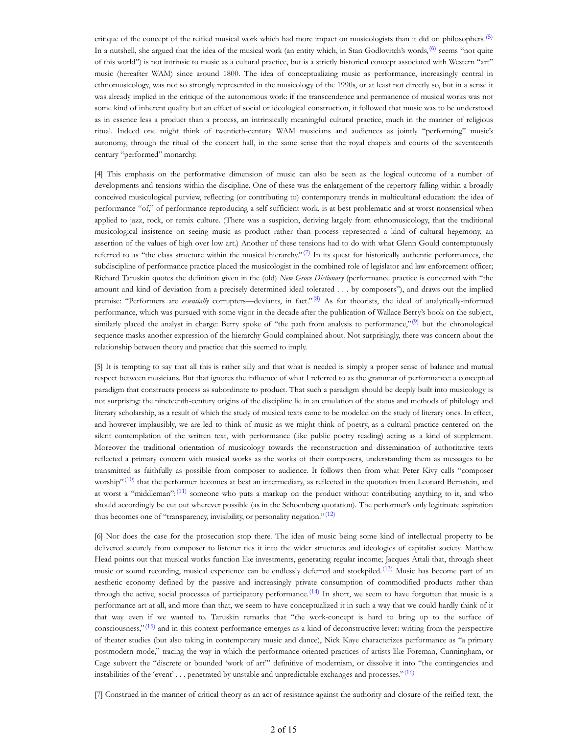critique of the concept of the reified musical work which had more impact on musicologists than it did on philosophers.[(5)] In a nutshell, she argued that the idea of the musical work (an entity which, in Stan Godlovitch's words,[(6)] seems "not quite of this world") is not intrinsic to music as a cultural practice, but is a strictly historical concept associated with Western "art" music (hereafter WAM) since around 1800. The idea of conceptualizing music as performance, increasingly central in ethnomusicology, was not so strongly represented in the musicology of the 1990s, or at least not directly so, but in a sense it was already implied in the critique of the autonomous work: if the transcendence and permanence of musical works was not some kind of inherent quality but an effect of social or ideological construction, it followed that music was to be understood as in essence less a product than a process, an intrinsically meaningful cultural practice, much in the manner of religious ritual. Indeed one might think of twentieth-century WAM musicians and audiences as jointly "performing" music's autonomy, through the ritual of the concert hall, in the same sense that the royal chapels and courts of the seventeenth century "performed" monarchy.

[4] This emphasis on the performative dimension of music can also be seen as the logical outcome of a number of developments and tensions within the discipline. One of these was the enlargement of the repertory falling within a broadly conceived musicological purview, reflecting (or contributing to) contemporary trends in multicultural education: the idea of performance "of," of performance reproducing a self-sufficient work, is at best problematic and at worst nonsensical when applied to jazz, rock, or remix culture. (There was a suspicion, deriving largely from ethnomusicology, that the traditional musicological insistence on seeing music as product rather than process represented a kind of cultural hegemony, an assertion of the values of high over low art.) Another of these tensions had to do with what Glenn Gould contemptuously referred to as "the class structure within the musical hierarchy."[(7)] In its quest for historically authentic performances, the subdiscipline of performance practice placed the musicologist in the combined role of legislator and law enforcement officer; Richard Taruskin quotes the definition given in the (old) *New Grove Dictionary* (performance practice is concerned with "the amount and kind of deviation from a precisely determined ideal tolerated . . . by composers"), and draws out the implied premise: "Performers are *essentially* corrupters—deviants, in fact."[(8)] As for theorists, the ideal of analytically-informed performance, which was pursued with some vigor in the decade after the publication of Wallace Berry's book on the subject, similarly placed the analyst in charge: Berry spoke of "the path from analysis to performance,"[(9)] but the chronological sequence masks another expression of the hierarchy Gould complained about. Not surprisingly, there was concern about the relationship between theory and practice that this seemed to imply.

[5] It is tempting to say that all this is rather silly and that what is needed is simply a proper sense of balance and mutual respect between musicians. But that ignores the influence of what I referred to as the grammar of performance: a conceptual paradigm that constructs process as subordinate to product. That such a paradigm should be deeply built into musicology is not surprising: the nineteenth-century origins of the discipline lie in an emulation of the status and methods of philology and literary scholarship, as a result of which the study of musical texts came to be modeled on the study of literary ones. In effect, and however implausibly, we are led to think of music as we might think of poetry, as a cultural practice centered on the silent contemplation of the written text, with performance (like public poetry reading) acting as a kind of supplement. Moreover the traditional orientation of musicology towards the reconstruction and dissemination of authoritative texts reflected a primary concern with musical works as the works of their composers, understanding them as messages to be transmitted as faithfully as possible from composer to audience. It follows then from what Peter Kivy calls "composer worship"[(10)] that the performer becomes at best an intermediary, as reflected in the quotation from Leonard Bernstein, and at worst a "middleman":[(11)] someone who puts a markup on the product without contributing anything to it, and who should accordingly be cut out wherever possible (as in the Schoenberg quotation). The performer's only legitimate aspiration thus becomes one of "transparency, invisibility, or personality negation."[(12)]

[6] Nor does the case for the prosecution stop there. The idea of music being some kind of intellectual property to be delivered securely from composer to listener ties it into the wider structures and ideologies of capitalist society. Matthew Head points out that musical works function like investments, generating regular income; Jacques Attali that, through sheet music or sound recording, musical experience can be endlessly deferred and stockpiled.[(13)] Music has become part of an aesthetic economy defined by the passive and increasingly private consumption of commodified products rather than through the active, social processes of participatory performance.[(14)] In short, we seem to have forgotten that music is a performance art at all, and more than that, we seem to have conceptualized it in such a way that we could hardly think of it that way even if we wanted to. Taruskin remarks that "the work-concept is hard to bring up to the surface of consciousness,"[(15)] and in this context performance emerges as a kind of deconstructive lever: writing from the perspective of theater studies (but also taking in contemporary music and dance), Nick Kaye characterizes performance as "a primary postmodern mode," tracing the way in which the performance-oriented practices of artists like Foreman, Cunningham, or Cage subvert the "discrete or bounded 'work of art'" definitive of modernism, or dissolve it into "the contingencies and instabilities of the 'event' . . . penetrated by unstable and unpredictable exchanges and processes."[(16)]

[7] Construed in the manner of critical theory as an act of resistance against the authority and closure of the reified text, the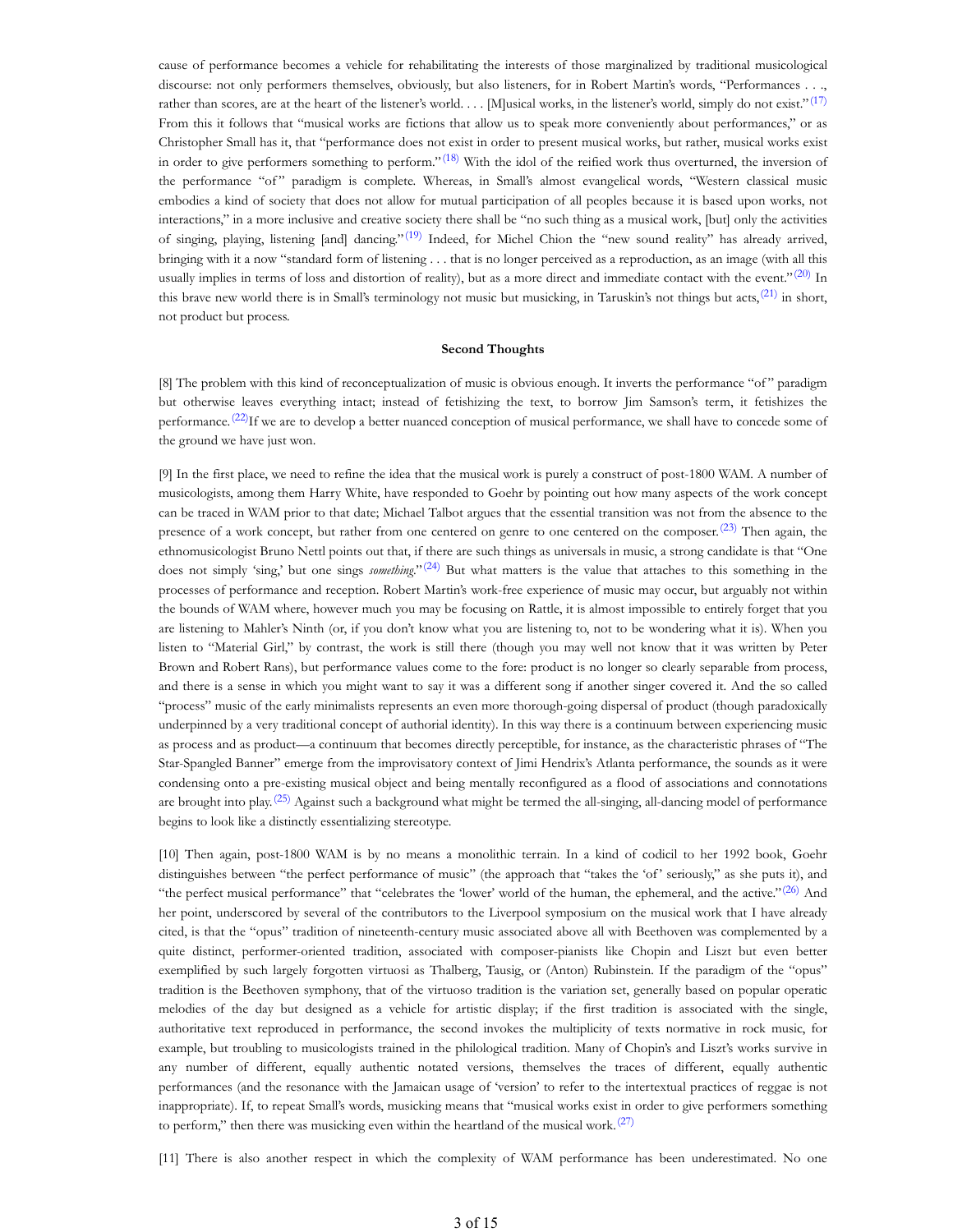cause of performance becomes a vehicle for rehabilitating the interests of those marginalized by traditional musicological discourse: not only performers themselves, obviously, but also listeners, for in Robert Martin's words, "Performances . . ., rather than scores, are at the heart of the listener's world. . . . [M]usical works, in the listener's world, simply do not exist."[17] From this it follows that "musical works are fictions that allow us to speak more conveniently about performances," or as Christopher Small has it, that "performance does not exist in order to present musical works, but rather, musical works exist in order to give performers something to perform."[18] With the idol of the reified work thus overturned, the inversion of the performance "of" paradigm is complete. Whereas, in Small's almost evangelical words, "Western classical music embodies a kind of society that does not allow for mutual participation of all peoples because it is based upon works, not interactions," in a more inclusive and creative society there shall be "no such thing as a musical work, [but] only the activities of singing, playing, listening [and] dancing."[19] Indeed, for Michel Chion the "new sound reality" has already arrived, bringing with it a now "standard form of listening . . . that is no longer perceived as a reproduction, as an image (with all this usually implies in terms of loss and distortion of reality), but as a more direct and immediate contact with the event."[20] In this brave new world there is in Small's terminology not music but musicking, in Taruskin's not things but acts,[21] in short, not product but process.

**Second Thoughts**

[8] The problem with this kind of reconceptualization of music is obvious enough. It inverts the performance "of" paradigm but otherwise leaves everything intact; instead of fetishizing the text, to borrow Jim Samson's term, it fetishizes the performance.[22]If we are to develop a better nuanced conception of musical performance, we shall have to concede some of the ground we have just won.

[9] In the first place, we need to refine the idea that the musical work is purely a construct of post-1800 WAM. A number of musicologists, among them Harry White, have responded to Goehr by pointing out how many aspects of the work concept can be traced in WAM prior to that date; Michael Talbot argues that the essential transition was not from the absence to the presence of a work concept, but rather from one centered on genre to one centered on the composer.[23] Then again, the ethnomusicologist Bruno Nettl points out that, if there are such things as universals in music, a strong candidate is that "One does not simply 'sing,' but one sings *something*."[24] But what matters is the value that attaches to this something in the processes of performance and reception. Robert Martin's work-free experience of music may occur, but arguably not within the bounds of WAM where, however much you may be focusing on Rattle, it is almost impossible to entirely forget that you are listening to Mahler's Ninth (or, if you don't know what you are listening to, not to be wondering what it is). When you listen to "Material Girl," by contrast, the work is still there (though you may well not know that it was written by Peter Brown and Robert Rans), but performance values come to the fore: product is no longer so clearly separable from process, and there is a sense in which you might want to say it was a different song if another singer covered it. And the so called "process" music of the early minimalists represents an even more thorough-going dispersal of product (though paradoxically underpinned by a very traditional concept of authorial identity). In this way there is a continuum between experiencing music as process and as product—a continuum that becomes directly perceptible, for instance, as the characteristic phrases of "The Star-Spangled Banner" emerge from the improvisatory context of Jimi Hendrix's Atlanta performance, the sounds as it were condensing onto a pre-existing musical object and being mentally reconfigured as a flood of associations and connotations are brought into play.[25] Against such a background what might be termed the all-singing, all-dancing model of performance begins to look like a distinctly essentializing stereotype.

[10] Then again, post-1800 WAM is by no means a monolithic terrain. In a kind of codicil to her 1992 book, Goehr distinguishes between "the perfect performance of music" (the approach that "takes the 'of' seriously," as she puts it), and "the perfect musical performance" that "celebrates the 'lower' world of the human, the ephemeral, and the active."[26] And her point, underscored by several of the contributors to the Liverpool symposium on the musical work that I have already cited, is that the "opus" tradition of nineteenth-century music associated above all with Beethoven was complemented by a quite distinct, performer-oriented tradition, associated with composer-pianists like Chopin and Liszt but even better exemplified by such largely forgotten virtuosi as Thalberg, Tausig, or (Anton) Rubinstein. If the paradigm of the "opus" tradition is the Beethoven symphony, that of the virtuoso tradition is the variation set, generally based on popular operatic melodies of the day but designed as a vehicle for artistic display; if the first tradition is associated with the single, authoritative text reproduced in performance, the second invokes the multiplicity of texts normative in rock music, for example, but troubling to musicologists trained in the philological tradition. Many of Chopin's and Liszt's works survive in any number of different, equally authentic notated versions, themselves the traces of different, equally authentic performances (and the resonance with the Jamaican usage of 'version' to refer to the intertextual practices of reggae is not inappropriate). If, to repeat Small's words, musicking means that "musical works exist in order to give performers something to perform," then there was musicking even within the heartland of the musical work.[27]

[11] There is also another respect in which the complexity of WAM performance has been underestimated. No one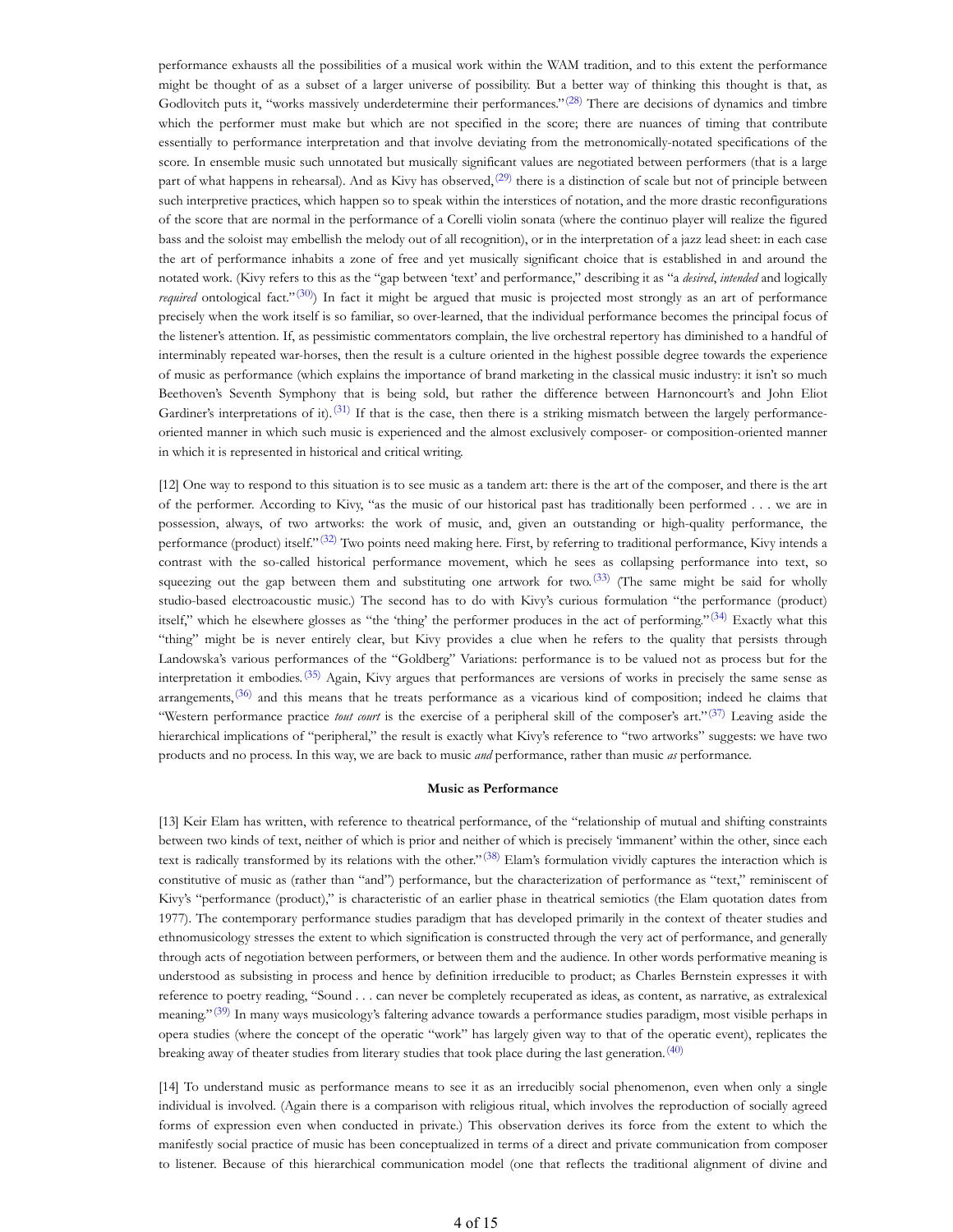performance exhausts all the possibilities of a musical work within the WAM tradition, and to this extent the performance might be thought of as a subset of a larger universe of possibility. But a better way of thinking this thought is that, as Godlovitch puts it, "works massively underdetermine their performances."[(28)] There are decisions of dynamics and timbre which the performer must make but which are not specified in the score; there are nuances of timing that contribute essentially to performance interpretation and that involve deviating from the metronomically-notated specifications of the score. In ensemble music such unnotated but musically significant values are negotiated between performers (that is a large part of what happens in rehearsal). And as Kivy has observed,[(29)] there is a distinction of scale but not of principle between such interpretive practices, which happen so to speak within the interstices of notation, and the more drastic reconfigurations of the score that are normal in the performance of a Corelli violin sonata (where the continuo player will realize the figured bass and the soloist may embellish the melody out of all recognition), or in the interpretation of a jazz lead sheet: in each case the art of performance inhabits a zone of free and yet musically significant choice that is established in and around the notated work. (Kivy refers to this as the "gap between 'text' and performance," describing it as "a *desired*, *intended* and logically *required* ontological fact."[(30)]) In fact it might be argued that music is projected most strongly as an art of performance precisely when the work itself is so familiar, so over-learned, that the individual performance becomes the principal focus of the listener's attention. If, as pessimistic commentators complain, the live orchestral repertory has diminished to a handful of interminably repeated war-horses, then the result is a culture oriented in the highest possible degree towards the experience of music as performance (which explains the importance of brand marketing in the classical music industry: it isn't so much Beethoven's Seventh Symphony that is being sold, but rather the difference between Harnoncourt's and John Eliot Gardiner's interpretations of it).[(31)] If that is the case, then there is a striking mismatch between the largely performance-oriented manner in which such music is experienced and the almost exclusively composer- or composition-oriented manner in which it is represented in historical and critical writing.

[12] One way to respond to this situation is to see music as a tandem art: there is the art of the composer, and there is the art of the performer. According to Kivy, "as the music of our historical past has traditionally been performed . . . we are in possession, always, of two artworks: the work of music, and, given an outstanding or high-quality performance, the performance (product) itself."[(32)] Two points need making here. First, by referring to traditional performance, Kivy intends a contrast with the so-called historical performance movement, which he sees as collapsing performance into text, so squeezing out the gap between them and substituting one artwork for two.[(33)] (The same might be said for wholly studio-based electroacoustic music.) The second has to do with Kivy's curious formulation "the performance (product) itself," which he elsewhere glosses as "the 'thing' the performer produces in the act of performing."[(34)] Exactly what this "thing" might be is never entirely clear, but Kivy provides a clue when he refers to the quality that persists through Landowska's various performances of the "Goldberg" Variations: performance is to be valued not as process but for the interpretation it embodies.[(35)] Again, Kivy argues that performances are versions of works in precisely the same sense as arrangements,[(36)] and this means that he treats performance as a vicarious kind of composition; indeed he claims that "Western performance practice *tout court* is the exercise of a peripheral skill of the composer's art."[(37)] Leaving aside the hierarchical implications of "peripheral," the result is exactly what Kivy's reference to "two artworks" suggests: we have two products and no process. In this way, we are back to music *and* performance, rather than music *as* performance.

**Music as Performance**

[13] Keir Elam has written, with reference to theatrical performance, of the "relationship of mutual and shifting constraints between two kinds of text, neither of which is prior and neither of which is precisely 'immanent' within the other, since each text is radically transformed by its relations with the other."[(38)] Elam's formulation vividly captures the interaction which is constitutive of music as (rather than "and") performance, but the characterization of performance as "text," reminiscent of Kivy's "performance (product)," is characteristic of an earlier phase in theatrical semiotics (the Elam quotation dates from 1977). The contemporary performance studies paradigm that has developed primarily in the context of theater studies and ethnomusicology stresses the extent to which signification is constructed through the very act of performance, and generally through acts of negotiation between performers, or between them and the audience. In other words performative meaning is understood as subsisting in process and hence by definition irreducible to product; as Charles Bernstein expresses it with reference to poetry reading, "Sound . . . can never be completely recuperated as ideas, as content, as narrative, as extralexical meaning."[(39)] In many ways musicology's faltering advance towards a performance studies paradigm, most visible perhaps in opera studies (where the concept of the operatic "work" has largely given way to that of the operatic event), replicates the breaking away of theater studies from literary studies that took place during the last generation.[(40)]

[14] To understand music as performance means to see it as an irreducibly social phenomenon, even when only a single individual is involved. (Again there is a comparison with religious ritual, which involves the reproduction of socially agreed forms of expression even when conducted in private.) This observation derives its force from the extent to which the manifestly social practice of music has been conceptualized in terms of a direct and private communication from composer to listener. Because of this hierarchical communication model (one that reflects the traditional alignment of divine and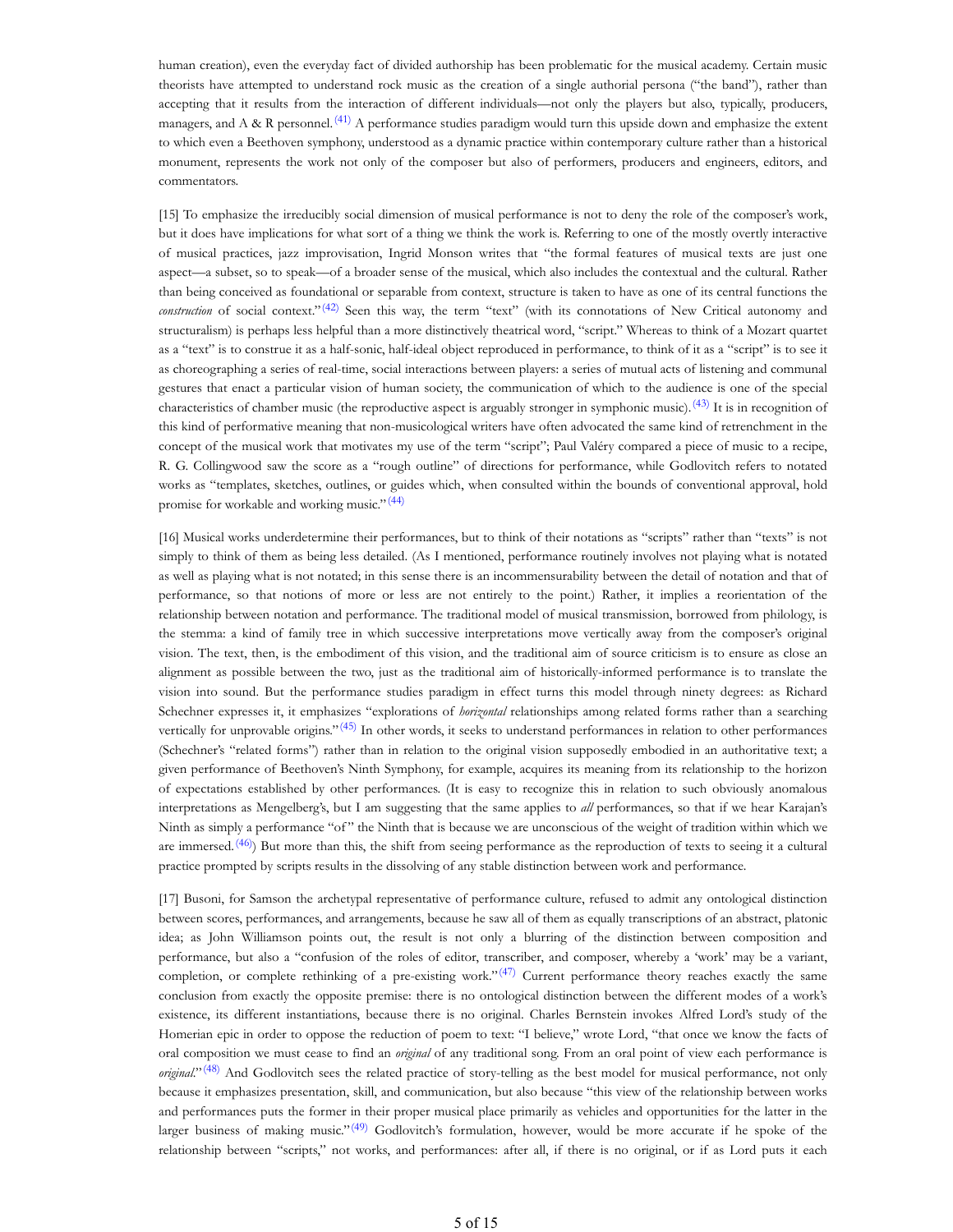human creation), even the everyday fact of divided authorship has been problematic for the musical academy. Certain music theorists have attempted to understand rock music as the creation of a single authorial persona ("the band"), rather than accepting that it results from the interaction of different individuals—not only the players but also, typically, producers, managers, and A & R personnel.[(41)] A performance studies paradigm would turn this upside down and emphasize the extent to which even a Beethoven symphony, understood as a dynamic practice within contemporary culture rather than a historical monument, represents the work not only of the composer but also of performers, producers and engineers, editors, and commentators.

[15] To emphasize the irreducibly social dimension of musical performance is not to deny the role of the composer's work, but it does have implications for what sort of a thing we think the work is. Referring to one of the mostly overtly interactive of musical practices, jazz improvisation, Ingrid Monson writes that "the formal features of musical texts are just one aspect—a subset, so to speak—of a broader sense of the musical, which also includes the contextual and the cultural. Rather than being conceived as foundational or separable from context, structure is taken to have as one of its central functions the *construction* of social context."[(42)] Seen this way, the term "text" (with its connotations of New Critical autonomy and structuralism) is perhaps less helpful than a more distinctively theatrical word, "script." Whereas to think of a Mozart quartet as a "text" is to construe it as a half-sonic, half-ideal object reproduced in performance, to think of it as a "script" is to see it as choreographing a series of real-time, social interactions between players: a series of mutual acts of listening and communal gestures that enact a particular vision of human society, the communication of which to the audience is one of the special characteristics of chamber music (the reproductive aspect is arguably stronger in symphonic music).[(43)] It is in recognition of this kind of performative meaning that non-musicological writers have often advocated the same kind of retrenchment in the concept of the musical work that motivates my use of the term "script"; Paul Valéry compared a piece of music to a recipe, R. G. Collingwood saw the score as a "rough outline" of directions for performance, while Godlovitch refers to notated works as "templates, sketches, outlines, or guides which, when consulted within the bounds of conventional approval, hold promise for workable and working music."[(44)]

[16] Musical works underdetermine their performances, but to think of their notations as "scripts" rather than "texts" is not simply to think of them as being less detailed. (As I mentioned, performance routinely involves not playing what is notated as well as playing what is not notated; in this sense there is an incommensurability between the detail of notation and that of performance, so that notions of more or less are not entirely to the point.) Rather, it implies a reorientation of the relationship between notation and performance. The traditional model of musical transmission, borrowed from philology, is the stemma: a kind of family tree in which successive interpretations move vertically away from the composer's original vision. The text, then, is the embodiment of this vision, and the traditional aim of source criticism is to ensure as close an alignment as possible between the two, just as the traditional aim of historically-informed performance is to translate the vision into sound. But the performance studies paradigm in effect turns this model through ninety degrees: as Richard Schechner expresses it, it emphasizes "explorations of *horizontal* relationships among related forms rather than a searching vertically for unprovable origins."[(45)] In other words, it seeks to understand performances in relation to other performances (Schechner's "related forms") rather than in relation to the original vision supposedly embodied in an authoritative text; a given performance of Beethoven's Ninth Symphony, for example, acquires its meaning from its relationship to the horizon of expectations established by other performances. (It is easy to recognize this in relation to such obviously anomalous interpretations as Mengelberg's, but I am suggesting that the same applies to *all* performances, so that if we hear Karajan's Ninth as simply a performance "of" the Ninth that is because we are unconscious of the weight of tradition within which we are immersed.[(46)]) But more than this, the shift from seeing performance as the reproduction of texts to seeing it a cultural practice prompted by scripts results in the dissolving of any stable distinction between work and performance.

[17] Busoni, for Samson the archetypal representative of performance culture, refused to admit any ontological distinction between scores, performances, and arrangements, because he saw all of them as equally transcriptions of an abstract, platonic idea; as John Williamson points out, the result is not only a blurring of the distinction between composition and performance, but also a "confusion of the roles of editor, transcriber, and composer, whereby a 'work' may be a variant, completion, or complete rethinking of a pre-existing work."[(47)] Current performance theory reaches exactly the same conclusion from exactly the opposite premise: there is no ontological distinction between the different modes of a work's existence, its different instantiations, because there is no original. Charles Bernstein invokes Alfred Lord's study of the Homerian epic in order to oppose the reduction of poem to text: "I believe," wrote Lord, "that once we know the facts of oral composition we must cease to find an *original* of any traditional song. From an oral point of view each performance is *original*."[(48)] And Godlovitch sees the related practice of story-telling as the best model for musical performance, not only because it emphasizes presentation, skill, and communication, but also because "this view of the relationship between works and performances puts the former in their proper musical place primarily as vehicles and opportunities for the latter in the larger business of making music."[(49)] Godlovitch's formulation, however, would be more accurate if he spoke of the relationship between "scripts," not works, and performances: after all, if there is no original, or if as Lord puts it each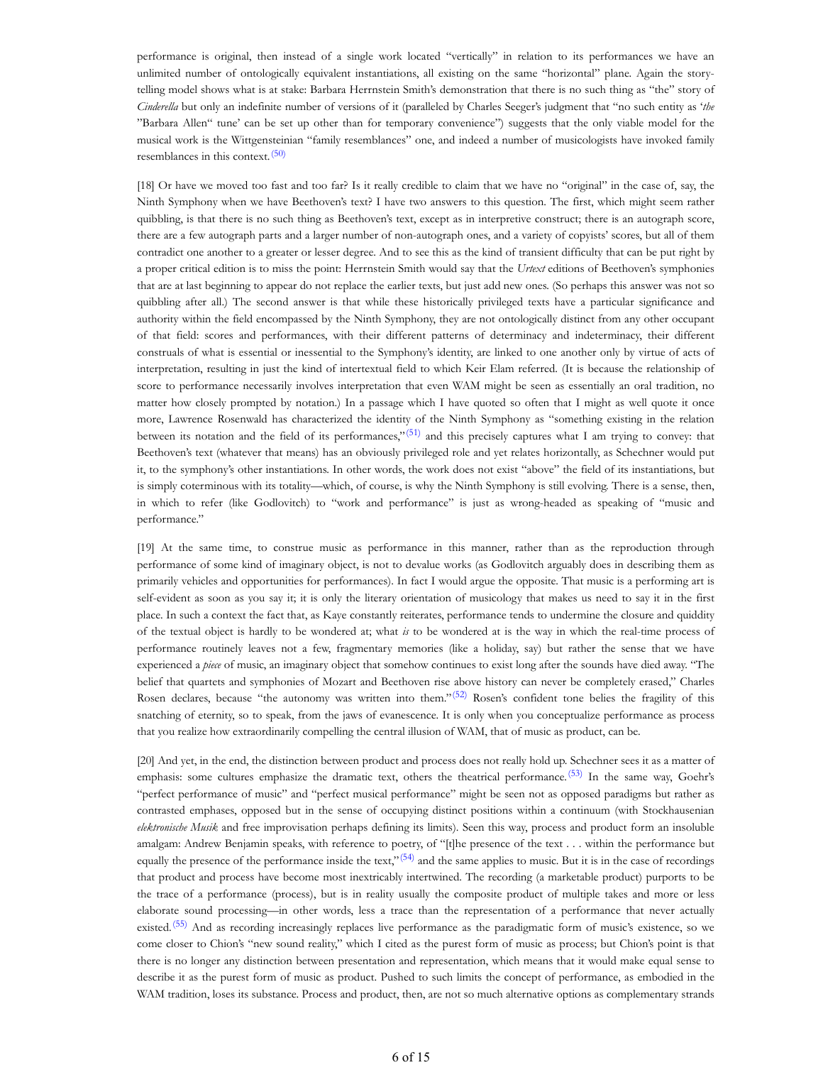performance is original, then instead of a single work located "vertically" in relation to its performances we have an unlimited number of ontologically equivalent instantiations, all existing on the same "horizontal" plane. Again the story-telling model shows what is at stake: Barbara Herrnstein Smith's demonstration that there is no such thing as "the" story of *Cinderella* but only an indefinite number of versions of it (paralleled by Charles Seeger's judgment that "no such entity as '*the* "Barbara Allen" tune' can be set up other than for temporary convenience") suggests that the only viable model for the musical work is the Wittgensteinian "family resemblances" one, and indeed a number of musicologists have invoked family resemblances in this context.[50]

[18] Or have we moved too fast and too far? Is it really credible to claim that we have no "original" in the case of, say, the Ninth Symphony when we have Beethoven's text? I have two answers to this question. The first, which might seem rather quibbling, is that there is no such thing as Beethoven's text, except as in interpretive construct; there is an autograph score, there are a few autograph parts and a larger number of non-autograph ones, and a variety of copyists' scores, but all of them contradict one another to a greater or lesser degree. And to see this as the kind of transient difficulty that can be put right by a proper critical edition is to miss the point: Herrnstein Smith would say that the *Urtext* editions of Beethoven's symphonies that are at last beginning to appear do not replace the earlier texts, but just add new ones. (So perhaps this answer was not so quibbling after all.) The second answer is that while these historically privileged texts have a particular significance and authority within the field encompassed by the Ninth Symphony, they are not ontologically distinct from any other occupant of that field: scores and performances, with their different patterns of determinacy and indeterminacy, their different construals of what is essential or inessential to the Symphony's identity, are linked to one another only by virtue of acts of interpretation, resulting in just the kind of intertextual field to which Keir Elam referred. (It is because the relationship of score to performance necessarily involves interpretation that even WAM might be seen as essentially an oral tradition, no matter how closely prompted by notation.) In a passage which I have quoted so often that I might as well quote it once more, Lawrence Rosenwald has characterized the identity of the Ninth Symphony as "something existing in the relation between its notation and the field of its performances,"[51] and this precisely captures what I am trying to convey: that Beethoven's text (whatever that means) has an obviously privileged role and yet relates horizontally, as Schechner would put it, to the symphony's other instantiations. In other words, the work does not exist "above" the field of its instantiations, but is simply coterminous with its totality—which, of course, is why the Ninth Symphony is still evolving. There is a sense, then, in which to refer (like Godlovitch) to "work and performance" is just as wrong-headed as speaking of "music and performance."

[19] At the same time, to construe music as performance in this manner, rather than as the reproduction through performance of some kind of imaginary object, is not to devalue works (as Godlovitch arguably does in describing them as primarily vehicles and opportunities for performances). In fact I would argue the opposite. That music is a performing art is self-evident as soon as you say it; it is only the literary orientation of musicology that makes us need to say it in the first place. In such a context the fact that, as Kaye constantly reiterates, performance tends to undermine the closure and quiddity of the textual object is hardly to be wondered at; what *is* to be wondered at is the way in which the real-time process of performance routinely leaves not a few, fragmentary memories (like a holiday, say) but rather the sense that we have experienced a *piece* of music, an imaginary object that somehow continues to exist long after the sounds have died away. "The belief that quartets and symphonies of Mozart and Beethoven rise above history can never be completely erased," Charles Rosen declares, because "the autonomy was written into them."[52] Rosen's confident tone belies the fragility of this snatching of eternity, so to speak, from the jaws of evanescence. It is only when you conceptualize performance as process that you realize how extraordinarily compelling the central illusion of WAM, that of music as product, can be.

[20] And yet, in the end, the distinction between product and process does not really hold up. Schechner sees it as a matter of emphasis: some cultures emphasize the dramatic text, others the theatrical performance.[53] In the same way, Goehr's "perfect performance of music" and "perfect musical performance" might be seen not as opposed paradigms but rather as contrasted emphases, opposed but in the sense of occupying distinct positions within a continuum (with Stockhausenian *elektronische Musik* and free improvisation perhaps defining its limits). Seen this way, process and product form an insoluble amalgam: Andrew Benjamin speaks, with reference to poetry, of "[t]he presence of the text . . . within the performance but equally the presence of the performance inside the text,"[54] and the same applies to music. But it is in the case of recordings that product and process have become most inextricably intertwined. The recording (a marketable product) purports to be the trace of a performance (process), but is in reality usually the composite product of multiple takes and more or less elaborate sound processing—in other words, less a trace than the representation of a performance that never actually existed.[55] And as recording increasingly replaces live performance as the paradigmatic form of music's existence, so we come closer to Chion's "new sound reality," which I cited as the purest form of music as process; but Chion's point is that there is no longer any distinction between presentation and representation, which means that it would make equal sense to describe it as the purest form of music as product. Pushed to such limits the concept of performance, as embodied in the WAM tradition, loses its substance. Process and product, then, are not so much alternative options as complementary strands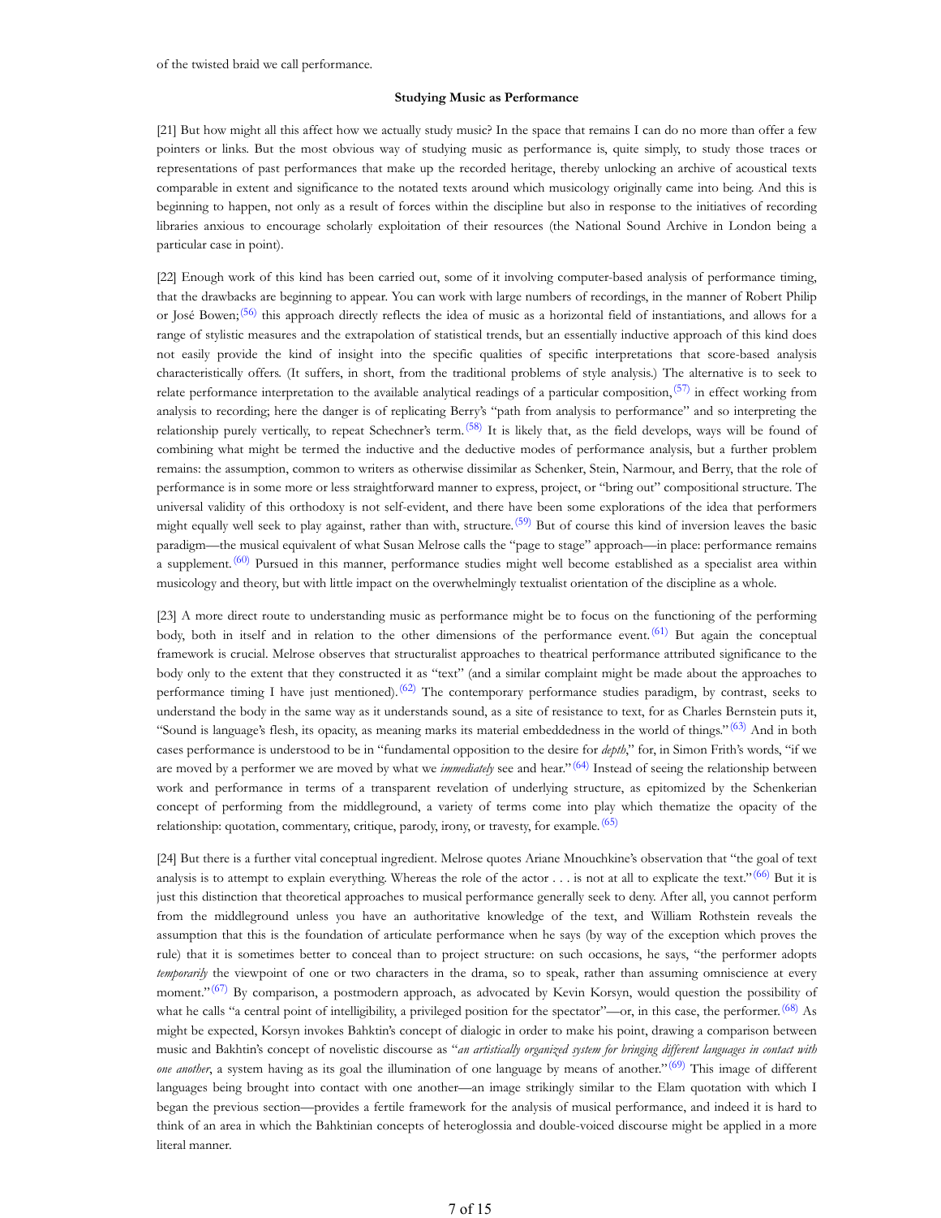of the twisted braid we call performance.

### Studying Music as Performance

[21] But how might all this affect how we actually study music? In the space that remains I can do no more than offer a few pointers or links. But the most obvious way of studying music as performance is, quite simply, to study those traces or representations of past performances that make up the recorded heritage, thereby unlocking an archive of acoustical texts comparable in extent and significance to the notated texts around which musicology originally came into being. And this is beginning to happen, not only as a result of forces within the discipline but also in response to the initiatives of recording libraries anxious to encourage scholarly exploitation of their resources (the National Sound Archive in London being a particular case in point).

[22] Enough work of this kind has been carried out, some of it involving computer-based analysis of performance timing, that the drawbacks are beginning to appear. You can work with large numbers of recordings, in the manner of Robert Philip or José Bowen;[(56)] this approach directly reflects the idea of music as a horizontal field of instantiations, and allows for a range of stylistic measures and the extrapolation of statistical trends, but an essentially inductive approach of this kind does not easily provide the kind of insight into the specific qualities of specific interpretations that score-based analysis characteristically offers. (It suffers, in short, from the traditional problems of style analysis.) The alternative is to seek to relate performance interpretation to the available analytical readings of a particular composition,[(57)] in effect working from analysis to recording; here the danger is of replicating Berry's "path from analysis to performance" and so interpreting the relationship purely vertically, to repeat Schechner's term.[(58)] It is likely that, as the field develops, ways will be found of combining what might be termed the inductive and the deductive modes of performance analysis, but a further problem remains: the assumption, common to writers as otherwise dissimilar as Schenker, Stein, Narmour, and Berry, that the role of performance is in some more or less straightforward manner to express, project, or "bring out" compositional structure. The universal validity of this orthodoxy is not self-evident, and there have been some explorations of the idea that performers might equally well seek to play against, rather than with, structure.[(59)] But of course this kind of inversion leaves the basic paradigm—the musical equivalent of what Susan Melrose calls the "page to stage" approach—in place: performance remains a supplement.[(60)] Pursued in this manner, performance studies might well become established as a specialist area within musicology and theory, but with little impact on the overwhelmingly textualist orientation of the discipline as a whole.

[23] A more direct route to understanding music as performance might be to focus on the functioning of the performing body, both in itself and in relation to the other dimensions of the performance event.[(61)] But again the conceptual framework is crucial. Melrose observes that structuralist approaches to theatrical performance attributed significance to the body only to the extent that they constructed it as "text" (and a similar complaint might be made about the approaches to performance timing I have just mentioned).[(62)] The contemporary performance studies paradigm, by contrast, seeks to understand the body in the same way as it understands sound, as a site of resistance to text, for as Charles Bernstein puts it, "Sound is language's flesh, its opacity, as meaning marks its material embeddedness in the world of things."[(63)] And in both cases performance is understood to be in "fundamental opposition to the desire for *depth*," for, in Simon Frith's words, "if we are moved by a performer we are moved by what we *immediately* see and hear."[(64)] Instead of seeing the relationship between work and performance in terms of a transparent revelation of underlying structure, as epitomized by the Schenkerian concept of performing from the middleground, a variety of terms come into play which thematize the opacity of the relationship: quotation, commentary, critique, parody, irony, or travesty, for example.[(65)]

[24] But there is a further vital conceptual ingredient. Melrose quotes Ariane Mnouchkine's observation that "the goal of text analysis is to attempt to explain everything. Whereas the role of the actor . . . is not at all to explicate the text."[(66)] But it is just this distinction that theoretical approaches to musical performance generally seek to deny. After all, you cannot perform from the middleground unless you have an authoritative knowledge of the text, and William Rothstein reveals the assumption that this is the foundation of articulate performance when he says (by way of the exception which proves the rule) that it is sometimes better to conceal than to project structure: on such occasions, he says, "the performer adopts *temporarily* the viewpoint of one or two characters in the drama, so to speak, rather than assuming omniscience at every moment."[(67)] By comparison, a postmodern approach, as advocated by Kevin Korsyn, would question the possibility of what he calls "a central point of intelligibility, a privileged position for the spectator"—or, in this case, the performer.[(68)] As might be expected, Korsyn invokes Bahktin's concept of dialogic in order to make his point, drawing a comparison between music and Bakhtin's concept of novelistic discourse as "*an artistically organized system for bringing different languages in contact with one another*, a system having as its goal the illumination of one language by means of another."[(69)] This image of different languages being brought into contact with one another—an image strikingly similar to the Elam quotation with which I began the previous section—provides a fertile framework for the analysis of musical performance, and indeed it is hard to think of an area in which the Bahktinian concepts of heteroglossia and double-voiced discourse might be applied in a more literal manner.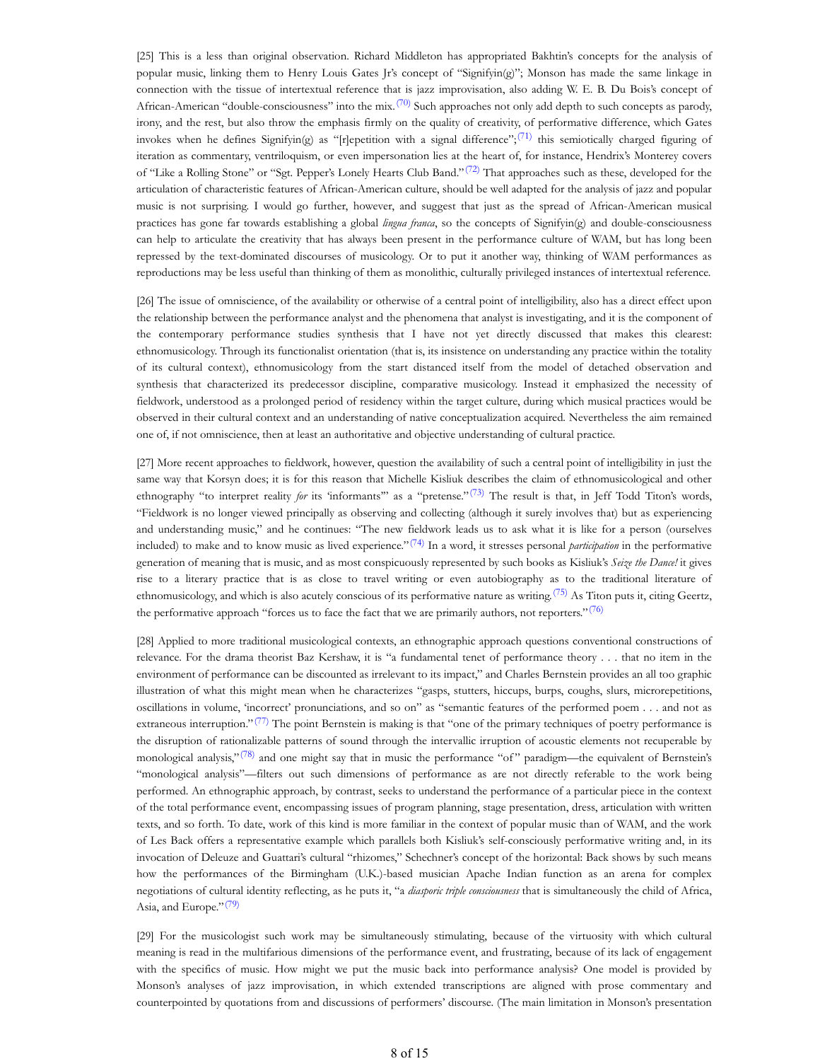[25] This is a less than original observation. Richard Middleton has appropriated Bakhtin's concepts for the analysis of popular music, linking them to Henry Louis Gates Jr's concept of "Signifyin(g)"; Monson has made the same linkage in connection with the tissue of intertextual reference that is jazz improvisation, also adding W. E. B. Du Bois's concept of African-American "double-consciousness" into the mix.[(70)] Such approaches not only add depth to such concepts as parody, irony, and the rest, but also throw the emphasis firmly on the quality of creativity, of performative difference, which Gates invokes when he defines Signifyin(g) as "[r]epetition with a signal difference";[(71)] this semiotically charged figuring of iteration as commentary, ventriloquism, or even impersonation lies at the heart of, for instance, Hendrix's Monterey covers of "Like a Rolling Stone" or "Sgt. Pepper's Lonely Hearts Club Band."[(72)] That approaches such as these, developed for the articulation of characteristic features of African-American culture, should be well adapted for the analysis of jazz and popular music is not surprising. I would go further, however, and suggest that just as the spread of African-American musical practices has gone far towards establishing a global *lingua franca*, so the concepts of Signifyin(g) and double-consciousness can help to articulate the creativity that has always been present in the performance culture of WAM, but has long been repressed by the text-dominated discourses of musicology. Or to put it another way, thinking of WAM performances as reproductions may be less useful than thinking of them as monolithic, culturally privileged instances of intertextual reference.

[26] The issue of omniscience, of the availability or otherwise of a central point of intelligibility, also has a direct effect upon the relationship between the performance analyst and the phenomena that analyst is investigating, and it is the component of the contemporary performance studies synthesis that I have not yet directly discussed that makes this clearest: ethnomusicology. Through its functionalist orientation (that is, its insistence on understanding any practice within the totality of its cultural context), ethnomusicology from the start distanced itself from the model of detached observation and synthesis that characterized its predecessor discipline, comparative musicology. Instead it emphasized the necessity of fieldwork, understood as a prolonged period of residency within the target culture, during which musical practices would be observed in their cultural context and an understanding of native conceptualization acquired. Nevertheless the aim remained one of, if not omniscience, then at least an authoritative and objective understanding of cultural practice.

[27] More recent approaches to fieldwork, however, question the availability of such a central point of intelligibility in just the same way that Korsyn does; it is for this reason that Michelle Kisliuk describes the claim of ethnomusicological and other ethnography "to interpret reality *for* its 'informants'" as a "pretense."[(73)] The result is that, in Jeff Todd Titon's words, "Fieldwork is no longer viewed principally as observing and collecting (although it surely involves that) but as experiencing and understanding music," and he continues: "The new fieldwork leads us to ask what it is like for a person (ourselves included) to make and to know music as lived experience."[(74)] In a word, it stresses personal *participation* in the performative generation of meaning that is music, and as most conspicuously represented by such books as Kisliuk's *Seize the Dance!* it gives rise to a literary practice that is as close to travel writing or even autobiography as to the traditional literature of ethnomusicology, and which is also acutely conscious of its performative nature as writing.[(75)] As Titon puts it, citing Geertz, the performative approach "forces us to face the fact that we are primarily authors, not reporters."[(76)]

[28] Applied to more traditional musicological contexts, an ethnographic approach questions conventional constructions of relevance. For the drama theorist Baz Kershaw, it is "a fundamental tenet of performance theory . . . that no item in the environment of performance can be discounted as irrelevant to its impact," and Charles Bernstein provides an all too graphic illustration of what this might mean when he characterizes "gasps, stutters, hiccups, burps, coughs, slurs, microrepetitions, oscillations in volume, 'incorrect' pronunciations, and so on" as "semantic features of the performed poem . . . and not as extraneous interruption."[(77)] The point Bernstein is making is that "one of the primary techniques of poetry performance is the disruption of rationalizable patterns of sound through the intervallic irruption of acoustic elements not recuperable by monological analysis,"[(78)] and one might say that in music the performance "of" paradigm—the equivalent of Bernstein's "monological analysis"—filters out such dimensions of performance as are not directly referable to the work being performed. An ethnographic approach, by contrast, seeks to understand the performance of a particular piece in the context of the total performance event, encompassing issues of program planning, stage presentation, dress, articulation with written texts, and so forth. To date, work of this kind is more familiar in the context of popular music than of WAM, and the work of Les Back offers a representative example which parallels both Kisliuk's self-consciously performative writing and, in its invocation of Deleuze and Guattari's cultural "rhizomes," Schechner's concept of the horizontal: Back shows by such means how the performances of the Birmingham (U.K.)-based musician Apache Indian function as an arena for complex negotiations of cultural identity reflecting, as he puts it, "a *diasporic triple consciousness* that is simultaneously the child of Africa, Asia, and Europe."[(79)]

[29] For the musicologist such work may be simultaneously stimulating, because of the virtuosity with which cultural meaning is read in the multifarious dimensions of the performance event, and frustrating, because of its lack of engagement with the specifics of music. How might we put the music back into performance analysis? One model is provided by Monson's analyses of jazz improvisation, in which extended transcriptions are aligned with prose commentary and counterpointed by quotations from and discussions of performers' discourse. (The main limitation in Monson's presentation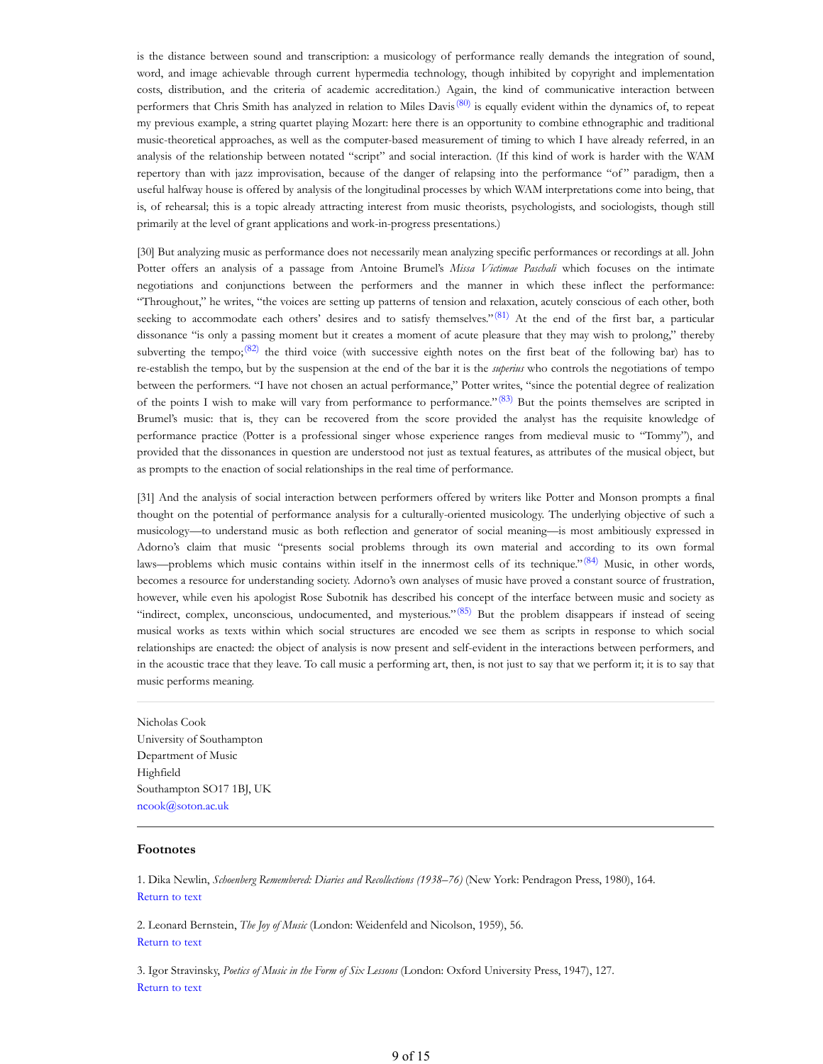is the distance between sound and transcription: a musicology of performance really demands the integration of sound, word, and image achievable through current hypermedia technology, though inhibited by copyright and implementation costs, distribution, and the criteria of academic accreditation.) Again, the kind of communicative interaction between performers that Chris Smith has analyzed in relation to Miles Davis [(80)] is equally evident within the dynamics of, to repeat my previous example, a string quartet playing Mozart: here there is an opportunity to combine ethnographic and traditional music-theoretical approaches, as well as the computer-based measurement of timing to which I have already referred, in an analysis of the relationship between notated "script" and social interaction. (If this kind of work is harder with the WAM repertory than with jazz improvisation, because of the danger of relapsing into the performance "of" paradigm, then a useful halfway house is offered by analysis of the longitudinal processes by which WAM interpretations come into being, that is, of rehearsal; this is a topic already attracting interest from music theorists, psychologists, and sociologists, though still primarily at the level of grant applications and work-in-progress presentations.)

[30] But analyzing music as performance does not necessarily mean analyzing specific performances or recordings at all. John Potter offers an analysis of a passage from Antoine Brumel's *Missa Victimae Paschali* which focuses on the intimate negotiations and conjunctions between the performers and the manner in which these inflect the performance: "Throughout," he writes, "the voices are setting up patterns of tension and relaxation, acutely conscious of each other, both seeking to accommodate each others' desires and to satisfy themselves." [(81)] At the end of the first bar, a particular dissonance "is only a passing moment but it creates a moment of acute pleasure that they may wish to prolong," thereby subverting the tempo; [(82)] the third voice (with successive eighth notes on the first beat of the following bar) has to re-establish the tempo, but by the suspension at the end of the bar it is the *superius* who controls the negotiations of tempo between the performers. "I have not chosen an actual performance," Potter writes, "since the potential degree of realization of the points I wish to make will vary from performance to performance." [(83)] But the points themselves are scripted in Brumel's music: that is, they can be recovered from the score provided the analyst has the requisite knowledge of performance practice (Potter is a professional singer whose experience ranges from medieval music to "Tommy"), and provided that the dissonances in question are understood not just as textual features, as attributes of the musical object, but as prompts to the enaction of social relationships in the real time of performance.

[31] And the analysis of social interaction between performers offered by writers like Potter and Monson prompts a final thought on the potential of performance analysis for a culturally-oriented musicology. The underlying objective of such a musicology—to understand music as both reflection and generator of social meaning—is most ambitiously expressed in Adorno's claim that music "presents social problems through its own material and according to its own formal laws—problems which music contains within itself in the innermost cells of its technique." [(84)] Music, in other words, becomes a resource for understanding society. Adorno's own analyses of music have proved a constant source of frustration, however, while even his apologist Rose Subotnik has described his concept of the interface between music and society as "indirect, complex, unconscious, undocumented, and mysterious." [(85)] But the problem disappears if instead of seeing musical works as texts within which social structures are encoded we see them as scripts in response to which social relationships are enacted: the object of analysis is now present and self-evident in the interactions between performers, and in the acoustic trace that they leave. To call music a performing art, then, is not just to say that we perform it; it is to say that music performs meaning.

---

Nicholas Cook
University of Southampton
Department of Music
Highfield
Southampton SO17 1BJ, UK
ncook@soton.ac.uk

---

### Footnotes

1. Dika Newlin, *Schoenberg Remembered: Diaries and Recollections (1938–76)* (New York: Pendragon Press, 1980), 164.
Return to text

2. Leonard Bernstein, *The Joy of Music* (London: Weidenfeld and Nicolson, 1959), 56.
Return to text

3. Igor Stravinsky, *Poetics of Music in the Form of Six Lessons* (London: Oxford University Press, 1947), 127.
Return to text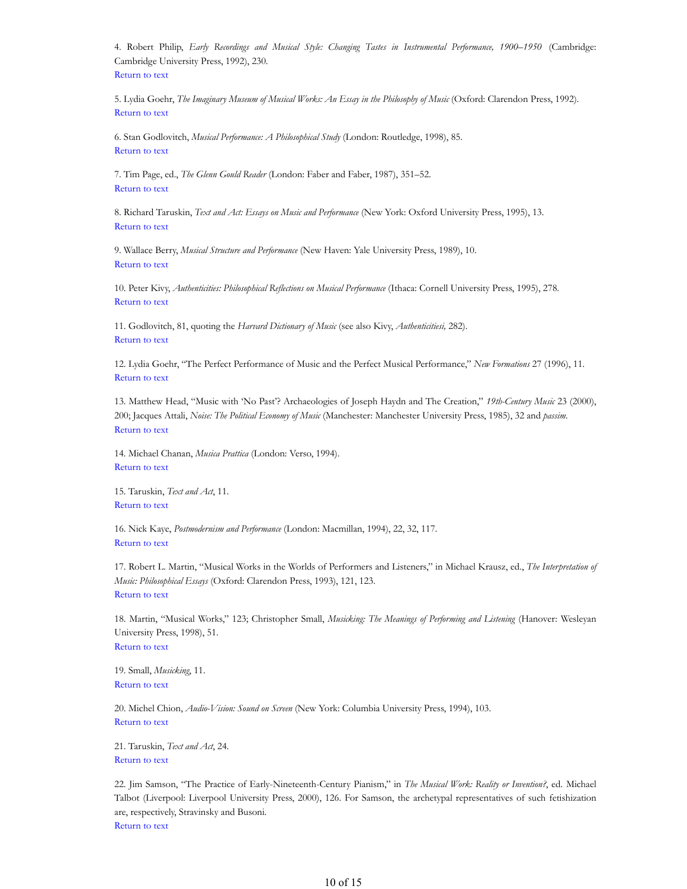4. Robert Philip, *Early Recordings and Musical Style: Changing Tastes in Instrumental Performance, 1900–1950* (Cambridge: Cambridge University Press, 1992), 230.
Return to text

5. Lydia Goehr, *The Imaginary Museum of Musical Works: An Essay in the Philosophy of Music* (Oxford: Clarendon Press, 1992).
Return to text

6. Stan Godlovitch, *Musical Performance: A Philosophical Study* (London: Routledge, 1998), 85.
Return to text

7. Tim Page, ed., *The Glenn Gould Reader* (London: Faber and Faber, 1987), 351–52.
Return to text

8. Richard Taruskin, *Text and Act: Essays on Music and Performance* (New York: Oxford University Press, 1995), 13.
Return to text

9. Wallace Berry, *Musical Structure and Performance* (New Haven: Yale University Press, 1989), 10.
Return to text

10. Peter Kivy, *Authenticities: Philosophical Reflections on Musical Performance* (Ithaca: Cornell University Press, 1995), 278.
Return to text

11. Godlovitch, 81, quoting the *Harvard Dictionary of Music* (see also Kivy, *Authenticitiesi,* 282).
Return to text

12. Lydia Goehr, "The Perfect Performance of Music and the Perfect Musical Performance," *New Formations* 27 (1996), 11.
Return to text

13. Matthew Head, "Music with 'No Past'? Archaeologies of Joseph Haydn and The Creation," *19th-Century Music* 23 (2000), 200; Jacques Attali, *Noise: The Political Economy of Music* (Manchester: Manchester University Press, 1985), 32 and *passim*.
Return to text

14. Michael Chanan, *Musica Prattica* (London: Verso, 1994).
Return to text

15. Taruskin, *Text and Act*, 11.
Return to text

16. Nick Kaye, *Postmodernism and Performance* (London: Macmillan, 1994), 22, 32, 117.
Return to text

17. Robert L. Martin, "Musical Works in the Worlds of Performers and Listeners," in Michael Krausz, ed., *The Interpretation of Music: Philosophical Essays* (Oxford: Clarendon Press, 1993), 121, 123.
Return to text

18. Martin, "Musical Works," 123; Christopher Small, *Musicking: The Meanings of Performing and Listening* (Hanover: Wesleyan University Press, 1998), 51.
Return to text

19. Small, *Musicking*, 11.
Return to text

20. Michel Chion, *Audio-Vision: Sound on Screen* (New York: Columbia University Press, 1994), 103.
Return to text

21. Taruskin, *Text and Act*, 24.
Return to text

22. Jim Samson, "The Practice of Early-Nineteenth-Century Pianism," in *The Musical Work: Reality or Invention?*, ed. Michael Talbot (Liverpool: Liverpool University Press, 2000), 126. For Samson, the archetypal representatives of such fetishization are, respectively, Stravinsky and Busoni.
Return to text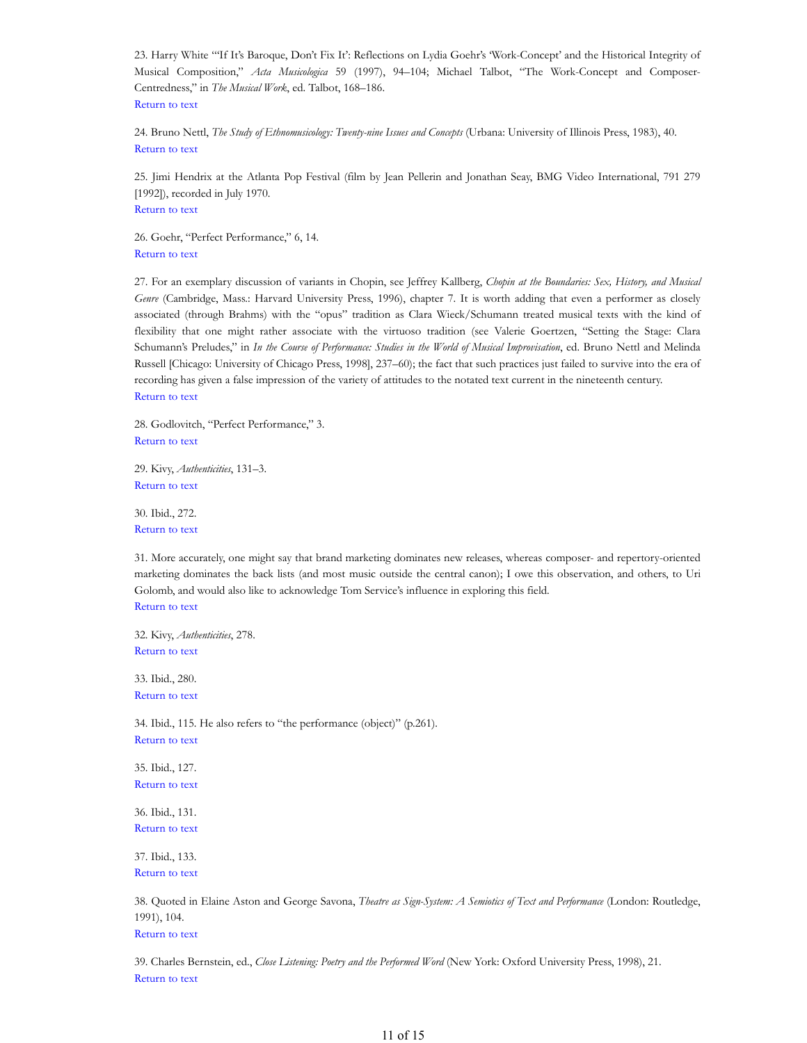23. Harry White "'If It's Baroque, Don't Fix It': Reflections on Lydia Goehr's 'Work-Concept' and the Historical Integrity of Musical Composition," *Acta Musicologica* 59 (1997), 94–104; Michael Talbot, "The Work-Concept and Composer-Centredness," in *The Musical Work*, ed. Talbot, 168–186.
Return to text

24. Bruno Nettl, *The Study of Ethnomusicology: Twenty-nine Issues and Concepts* (Urbana: University of Illinois Press, 1983), 40.
Return to text

25. Jimi Hendrix at the Atlanta Pop Festival (film by Jean Pellerin and Jonathan Seay, BMG Video International, 791 279 [1992]), recorded in July 1970.
Return to text

26. Goehr, "Perfect Performance," 6, 14.
Return to text

27. For an exemplary discussion of variants in Chopin, see Jeffrey Kallberg, *Chopin at the Boundaries: Sex, History, and Musical Genre* (Cambridge, Mass.: Harvard University Press, 1996), chapter 7. It is worth adding that even a performer as closely associated (through Brahms) with the "opus" tradition as Clara Wieck/Schumann treated musical texts with the kind of flexibility that one might rather associate with the virtuoso tradition (see Valerie Goertzen, "Setting the Stage: Clara Schumann's Preludes," in *In the Course of Performance: Studies in the World of Musical Improvisation*, ed. Bruno Nettl and Melinda Russell [Chicago: University of Chicago Press, 1998], 237–60); the fact that such practices just failed to survive into the era of recording has given a false impression of the variety of attitudes to the notated text current in the nineteenth century.
Return to text

28. Godlovitch, "Perfect Performance," 3.
Return to text

29. Kivy, *Authenticities*, 131–3.
Return to text

30. Ibid., 272.
Return to text

31. More accurately, one might say that brand marketing dominates new releases, whereas composer- and repertory-oriented marketing dominates the back lists (and most music outside the central canon); I owe this observation, and others, to Uri Golomb, and would also like to acknowledge Tom Service's influence in exploring this field.
Return to text

32. Kivy, *Authenticities*, 278.
Return to text

33. Ibid., 280.
Return to text

34. Ibid., 115. He also refers to "the performance (object)" (p.261).
Return to text

35. Ibid., 127.
Return to text

36. Ibid., 131.
Return to text

37. Ibid., 133.
Return to text

38. Quoted in Elaine Aston and George Savona, *Theatre as Sign-System: A Semiotics of Text and Performance* (London: Routledge, 1991), 104.
Return to text

39. Charles Bernstein, ed., *Close Listening: Poetry and the Performed Word* (New York: Oxford University Press, 1998), 21.
Return to text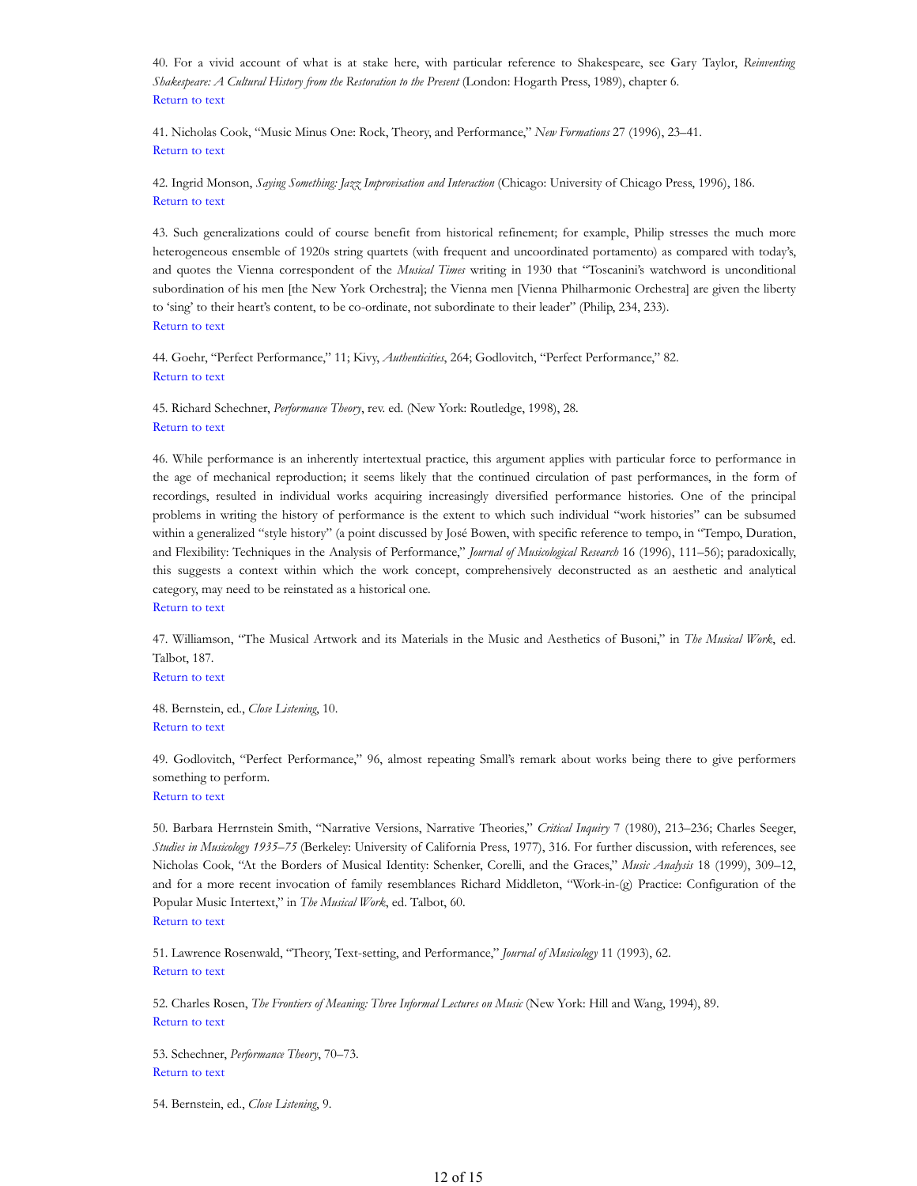40. For a vivid account of what is at stake here, with particular reference to Shakespeare, see Gary Taylor, *Reinventing Shakespeare: A Cultural History from the Restoration to the Present* (London: Hogarth Press, 1989), chapter 6.
Return to text

41. Nicholas Cook, "Music Minus One: Rock, Theory, and Performance," *New Formations* 27 (1996), 23–41.
Return to text

42. Ingrid Monson, *Saying Something: Jazz Improvisation and Interaction* (Chicago: University of Chicago Press, 1996), 186.
Return to text

43. Such generalizations could of course benefit from historical refinement; for example, Philip stresses the much more heterogeneous ensemble of 1920s string quartets (with frequent and uncoordinated portamento) as compared with today's, and quotes the Vienna correspondent of the *Musical Times* writing in 1930 that "Toscanini's watchword is unconditional subordination of his men [the New York Orchestra]; the Vienna men [Vienna Philharmonic Orchestra] are given the liberty to 'sing' to their heart's content, to be co-ordinate, not subordinate to their leader" (Philip, 234, 233).
Return to text

44. Goehr, "Perfect Performance," 11; Kivy, *Authenticities*, 264; Godlovitch, "Perfect Performance," 82.
Return to text

45. Richard Schechner, *Performance Theory*, rev. ed. (New York: Routledge, 1998), 28.
Return to text

46. While performance is an inherently intertextual practice, this argument applies with particular force to performance in the age of mechanical reproduction; it seems likely that the continued circulation of past performances, in the form of recordings, resulted in individual works acquiring increasingly diversified performance histories. One of the principal problems in writing the history of performance is the extent to which such individual "work histories" can be subsumed within a generalized "style history" (a point discussed by José Bowen, with specific reference to tempo, in "Tempo, Duration, and Flexibility: Techniques in the Analysis of Performance," *Journal of Musicological Research* 16 (1996), 111–56); paradoxically, this suggests a context within which the work concept, comprehensively deconstructed as an aesthetic and analytical category, may need to be reinstated as a historical one.
Return to text

47. Williamson, "The Musical Artwork and its Materials in the Music and Aesthetics of Busoni," in *The Musical Work*, ed. Talbot, 187.
Return to text

48. Bernstein, ed., *Close Listening*, 10.
Return to text

49. Godlovitch, "Perfect Performance," 96, almost repeating Small's remark about works being there to give performers something to perform.
Return to text

50. Barbara Herrnstein Smith, "Narrative Versions, Narrative Theories," *Critical Inquiry* 7 (1980), 213–236; Charles Seeger, *Studies in Musicology 1935–75* (Berkeley: University of California Press, 1977), 316. For further discussion, with references, see Nicholas Cook, "At the Borders of Musical Identity: Schenker, Corelli, and the Graces," *Music Analysis* 18 (1999), 309–12, and for a more recent invocation of family resemblances Richard Middleton, "Work-in-(g) Practice: Configuration of the Popular Music Intertext," in *The Musical Work*, ed. Talbot, 60.
Return to text

51. Lawrence Rosenwald, "Theory, Text-setting, and Performance," *Journal of Musicology* 11 (1993), 62.
Return to text

52. Charles Rosen, *The Frontiers of Meaning: Three Informal Lectures on Music* (New York: Hill and Wang, 1994), 89.
Return to text

53. Schechner, *Performance Theory*, 70–73.
Return to text

54. Bernstein, ed., *Close Listening*, 9.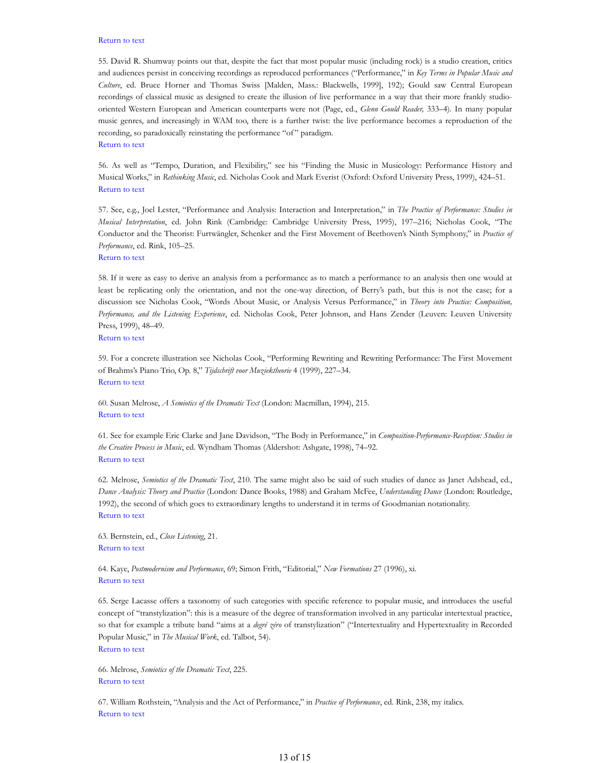Return to text

55. David R. Shumway points out that, despite the fact that most popular music (including rock) is a studio creation, critics and audiences persist in conceiving recordings as reproduced performances ("Performance," in *Key Terms in Popular Music and Culture*, ed. Bruce Horner and Thomas Swiss [Malden, Mass.: Blackwells, 1999], 192); Gould saw Central European recordings of classical music as designed to create the illusion of live performance in a way that their more frankly studio-oriented Western European and American counterparts were not (Page, ed., *Glenn Gould Reader,* 333–4). In many popular music genres, and increasingly in WAM too, there is a further twist: the live performance becomes a reproduction of the recording, so paradoxically reinstating the performance "of" paradigm.
Return to text

56. As well as "Tempo, Duration, and Flexibility," see his "Finding the Music in Musicology: Performance History and Musical Works," in *Rethinking Music*, ed. Nicholas Cook and Mark Everist (Oxford: Oxford University Press, 1999), 424–51.
Return to text

57. See, e.g., Joel Lester, "Performance and Analysis: Interaction and Interpretation," in *The Practice of Performance: Studies in Musical Interpretation*, ed. John Rink (Cambridge: Cambridge University Press, 1995), 197–216; Nicholas Cook, "The Conductor and the Theorist: Furtwängler, Schenker and the First Movement of Beethoven's Ninth Symphony," in *Practice of Performance*, ed. Rink, 105–25.
Return to text

58. If it were as easy to derive an analysis from a performance as to match a performance to an analysis then one would at least be replicating only the orientation, and not the one-way direction, of Berry's path, but this is not the case; for a discussion see Nicholas Cook, "Words About Music, or Analysis Versus Performance," in *Theory into Practice: Composition, Performance, and the Listening Experience*, ed. Nicholas Cook, Peter Johnson, and Hans Zender (Leuven: Leuven University Press, 1999), 48–49.
Return to text

59. For a concrete illustration see Nicholas Cook, "Performing Rewriting and Rewriting Performance: The First Movement of Brahms's Piano Trio, Op. 8," *Tijdschrift voor Muziektheorie* 4 (1999), 227–34.
Return to text

60. Susan Melrose, *A Semiotics of the Dramatic Text* (London: Macmillan, 1994), 215.
Return to text

61. See for example Eric Clarke and Jane Davidson, "The Body in Performance," in *Composition-Performance-Reception: Studies in the Creative Process in Music*, ed. Wyndham Thomas (Aldershot: Ashgate, 1998), 74–92.
Return to text

62. Melrose, *Semiotics of the Dramatic Text*, 210. The same might also be said of such studies of dance as Janet Adshead, ed., *Dance Analysis: Theory and Practice* (London: Dance Books, 1988) and Graham McFee, *Understanding Dance* (London: Routledge, 1992), the second of which goes to extraordinary lengths to understand it in terms of Goodmanian notationality.
Return to text

63. Bernstein, ed., *Close Listening*, 21.
Return to text

64. Kaye, *Postmodernism and Performance*, 69; Simon Frith, "Editorial," *New Formations* 27 (1996), xi.
Return to text

65. Serge Lacasse offers a taxonomy of such categories with specific reference to popular music, and introduces the useful concept of "transtylization": this is a measure of the degree of transformation involved in any particular intertextual practice, so that for example a tribute band "aims at a *degré zéro* of transtylization" ("Intertextuality and Hypertextuality in Recorded Popular Music," in *The Musical Work*, ed. Talbot, 54).
Return to text

66. Melrose, *Semiotics of the Dramatic Text*, 225.
Return to text

67. William Rothstein, "Analysis and the Act of Performance," in *Practice of Performance*, ed. Rink, 238, my italics.
Return to text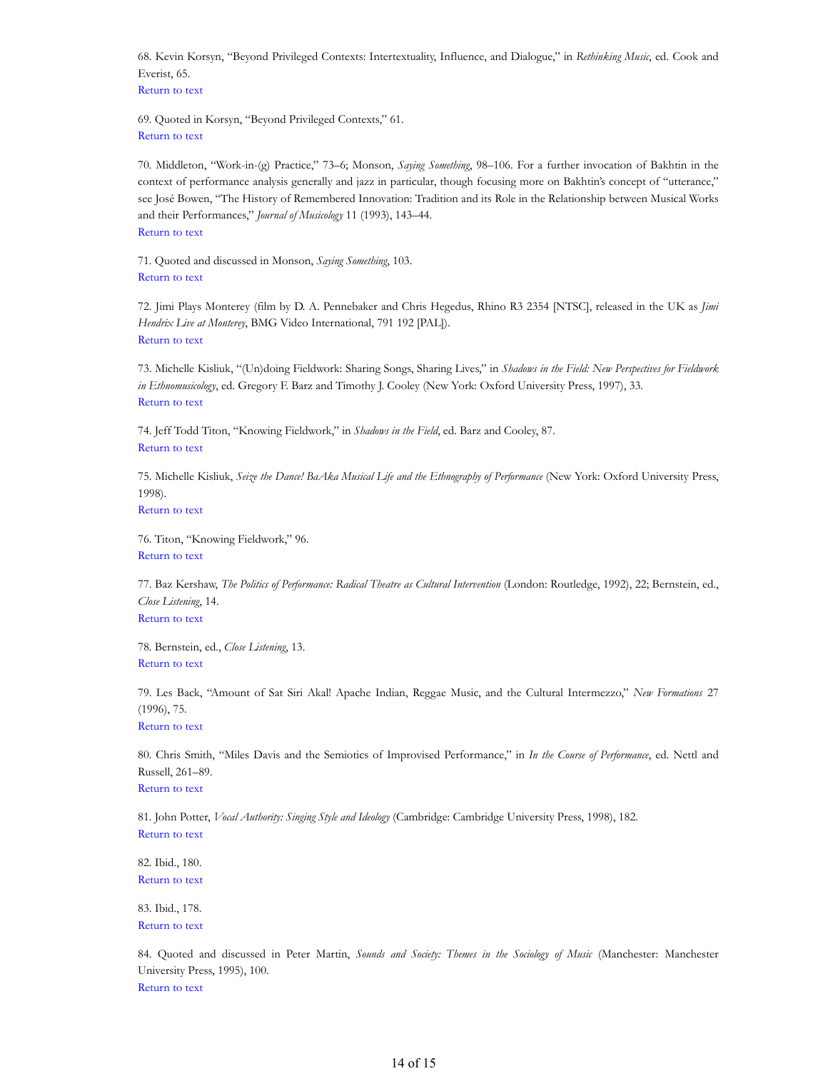68. Kevin Korsyn, "Beyond Privileged Contexts: Intertextuality, Influence, and Dialogue," in *Rethinking Music*, ed. Cook and Everist, 65.
Return to text

69. Quoted in Korsyn, "Beyond Privileged Contexts," 61.
Return to text

70. Middleton, "Work-in-(g) Practice," 73–6; Monson, *Saying Something*, 98–106. For a further invocation of Bakhtin in the context of performance analysis generally and jazz in particular, though focusing more on Bakhtin's concept of "utterance," see José Bowen, "The History of Remembered Innovation: Tradition and its Role in the Relationship between Musical Works and their Performances," *Journal of Musicology* 11 (1993), 143–44.
Return to text

71. Quoted and discussed in Monson, *Saying Something*, 103.
Return to text

72. Jimi Plays Monterey (film by D. A. Pennebaker and Chris Hegedus, Rhino R3 2354 [NTSC], released in the UK as *Jimi Hendrix Live at Monterey*, BMG Video International, 791 192 [PAL]).
Return to text

73. Michelle Kisliuk, "(Un)doing Fieldwork: Sharing Songs, Sharing Lives," in *Shadows in the Field: New Perspectives for Fieldwork in Ethnomusicology*, ed. Gregory F. Barz and Timothy J. Cooley (New York: Oxford University Press, 1997), 33.
Return to text

74. Jeff Todd Titon, "Knowing Fieldwork," in *Shadows in the Field*, ed. Barz and Cooley, 87.
Return to text

75. Michelle Kisliuk, *Seize the Dance! BaAka Musical Life and the Ethnography of Performance* (New York: Oxford University Press, 1998).
Return to text

76. Titon, "Knowing Fieldwork," 96.
Return to text

77. Baz Kershaw, *The Politics of Performance: Radical Theatre as Cultural Intervention* (London: Routledge, 1992), 22; Bernstein, ed., *Close Listening*, 14.
Return to text

78. Bernstein, ed., *Close Listening*, 13.
Return to text

79. Les Back, "Amount of Sat Siri Akal! Apache Indian, Reggae Music, and the Cultural Intermezzo," *New Formations* 27 (1996), 75.
Return to text

80. Chris Smith, "Miles Davis and the Semiotics of Improvised Performance," in *In the Course of Performance*, ed. Nettl and Russell, 261–89.
Return to text

81. John Potter, *Vocal Authority: Singing Style and Ideology* (Cambridge: Cambridge University Press, 1998), 182.
Return to text

82. Ibid., 180.
Return to text

83. Ibid., 178.
Return to text

84. Quoted and discussed in Peter Martin, *Sounds and Society: Themes in the Sociology of Music* (Manchester: Manchester University Press, 1995), 100.
Return to text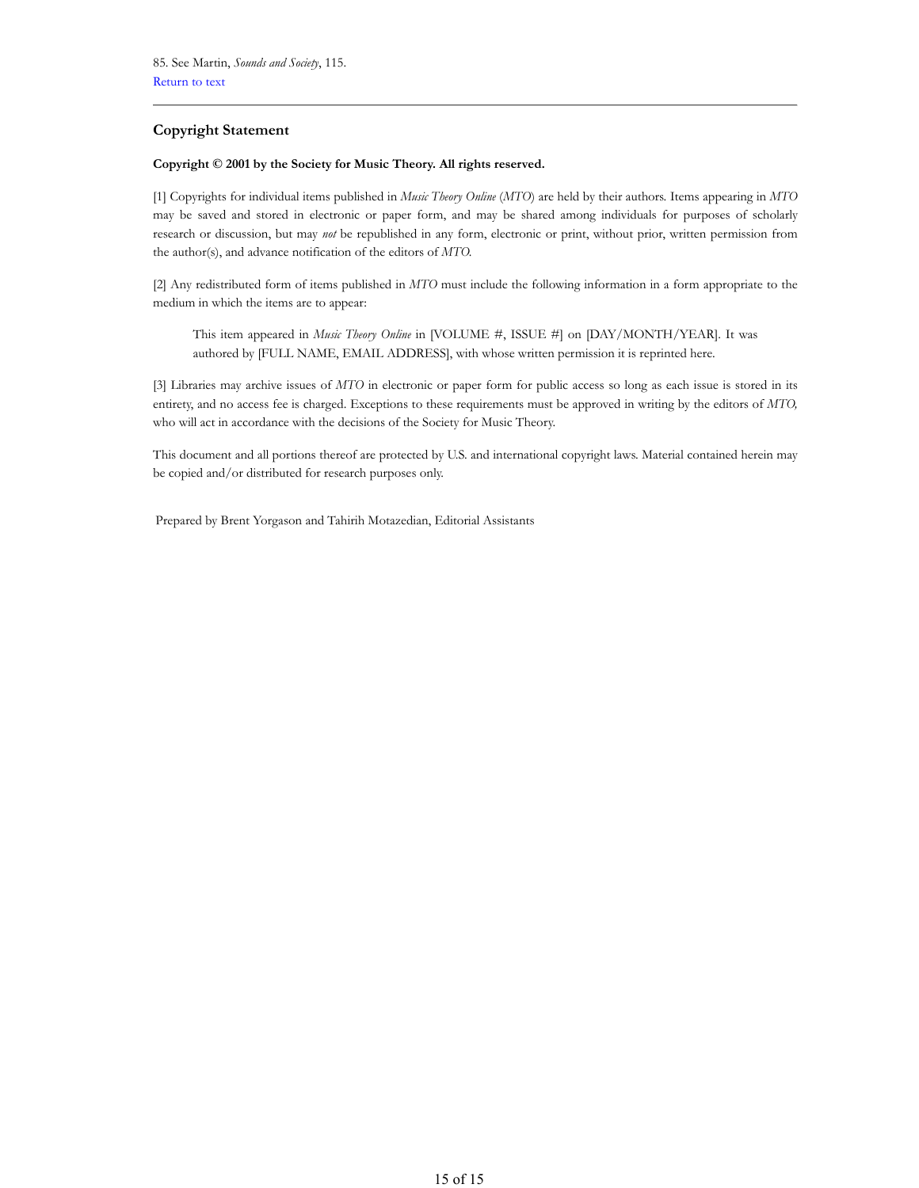85. See Martin, *Sounds and Society*, 115.
Return to text

---

## Copyright Statement

**Copyright © 2001 by the Society for Music Theory. All rights reserved.**

[1] Copyrights for individual items published in *Music Theory Online* (*MTO*) are held by their authors. Items appearing in *MTO* may be saved and stored in electronic or paper form, and may be shared among individuals for purposes of scholarly research or discussion, but may *not* be republished in any form, electronic or print, without prior, written permission from the author(s), and advance notification of the editors of *MTO.*

[2] Any redistributed form of items published in *MTO* must include the following information in a form appropriate to the medium in which the items are to appear:

> This item appeared in *Music Theory Online* in [VOLUME #, ISSUE #] on [DAY/MONTH/YEAR]. It was authored by [FULL NAME, EMAIL ADDRESS], with whose written permission it is reprinted here.

[3] Libraries may archive issues of *MTO* in electronic or paper form for public access so long as each issue is stored in its entirety, and no access fee is charged. Exceptions to these requirements must be approved in writing by the editors of *MTO,* who will act in accordance with the decisions of the Society for Music Theory.

This document and all portions thereof are protected by U.S. and international copyright laws. Material contained herein may be copied and/or distributed for research purposes only.

Prepared by Brent Yorgason and Tahirih Motazedian, Editorial Assistants